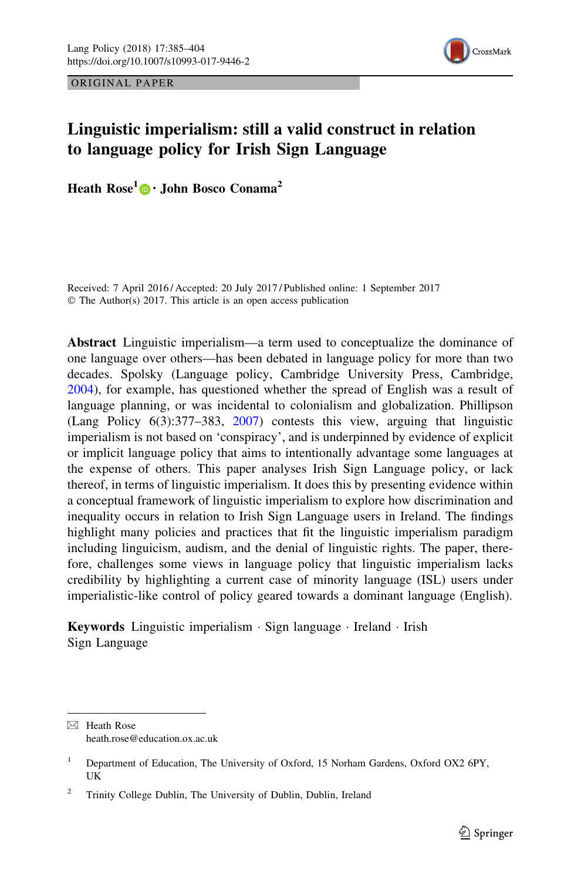ORIGINAL PAPER

# Linguistic imperialism: still a valid construct in relation to language policy for Irish Sign Language

**Heath Rose[1] · John Bosco Conama[2]**

Received: 7 April 2016 / Accepted: 20 July 2017 / Published online: 1 September 2017
© The Author(s) 2017. This article is an open access publication

**Abstract** Linguistic imperialism—a term used to conceptualize the dominance of one language over others—has been debated in language policy for more than two decades. Spolsky (Language policy, Cambridge University Press, Cambridge, 2004), for example, has questioned whether the spread of English was a result of language planning, or was incidental to colonialism and globalization. Phillipson (Lang Policy 6(3):377–383, 2007) contests this view, arguing that linguistic imperialism is not based on 'conspiracy', and is underpinned by evidence of explicit or implicit language policy that aims to intentionally advantage some languages at the expense of others. This paper analyses Irish Sign Language policy, or lack thereof, in terms of linguistic imperialism. It does this by presenting evidence within a conceptual framework of linguistic imperialism to explore how discrimination and inequality occurs in relation to Irish Sign Language users in Ireland. The findings highlight many policies and practices that fit the linguistic imperialism paradigm including linguicism, audism, and the denial of linguistic rights. The paper, therefore, challenges some views in language policy that linguistic imperialism lacks credibility by highlighting a current case of minority language (ISL) users under imperialistic-like control of policy geared towards a dominant language (English).

**Keywords** Linguistic imperialism · Sign language · Ireland · Irish Sign Language

---

✉ Heath Rose
heath.rose@education.ox.ac.uk

[1] Department of Education, The University of Oxford, 15 Norham Gardens, Oxford OX2 6PY, UK

[2] Trinity College Dublin, The University of Dublin, Dublin, Ireland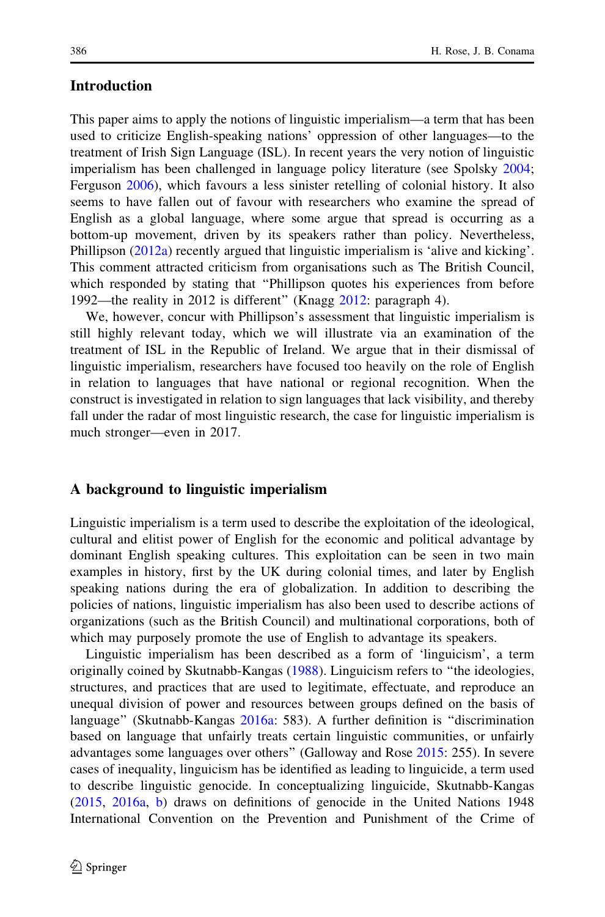## Introduction

This paper aims to apply the notions of linguistic imperialism—a term that has been used to criticize English-speaking nations' oppression of other languages—to the treatment of Irish Sign Language (ISL). In recent years the very notion of linguistic imperialism has been challenged in language policy literature (see Spolsky 2004; Ferguson 2006), which favours a less sinister retelling of colonial history. It also seems to have fallen out of favour with researchers who examine the spread of English as a global language, where some argue that spread is occurring as a bottom-up movement, driven by its speakers rather than policy. Nevertheless, Phillipson (2012a) recently argued that linguistic imperialism is 'alive and kicking'. This comment attracted criticism from organisations such as The British Council, which responded by stating that "Phillipson quotes his experiences from before 1992—the reality in 2012 is different" (Knagg 2012: paragraph 4).

We, however, concur with Phillipson's assessment that linguistic imperialism is still highly relevant today, which we will illustrate via an examination of the treatment of ISL in the Republic of Ireland. We argue that in their dismissal of linguistic imperialism, researchers have focused too heavily on the role of English in relation to languages that have national or regional recognition. When the construct is investigated in relation to sign languages that lack visibility, and thereby fall under the radar of most linguistic research, the case for linguistic imperialism is much stronger—even in 2017.

## A background to linguistic imperialism

Linguistic imperialism is a term used to describe the exploitation of the ideological, cultural and elitist power of English for the economic and political advantage by dominant English speaking cultures. This exploitation can be seen in two main examples in history, first by the UK during colonial times, and later by English speaking nations during the era of globalization. In addition to describing the policies of nations, linguistic imperialism has also been used to describe actions of organizations (such as the British Council) and multinational corporations, both of which may purposely promote the use of English to advantage its speakers.

Linguistic imperialism has been described as a form of 'linguicism', a term originally coined by Skutnabb-Kangas (1988). Linguicism refers to "the ideologies, structures, and practices that are used to legitimate, effectuate, and reproduce an unequal division of power and resources between groups defined on the basis of language" (Skutnabb-Kangas 2016a: 583). A further definition is "discrimination based on language that unfairly treats certain linguistic communities, or unfairly advantages some languages over others" (Galloway and Rose 2015: 255). In severe cases of inequality, linguicism has be identified as leading to linguicide, a term used to describe linguistic genocide. In conceptualizing linguicide, Skutnabb-Kangas (2015, 2016a, b) draws on definitions of genocide in the United Nations 1948 International Convention on the Prevention and Punishment of the Crime of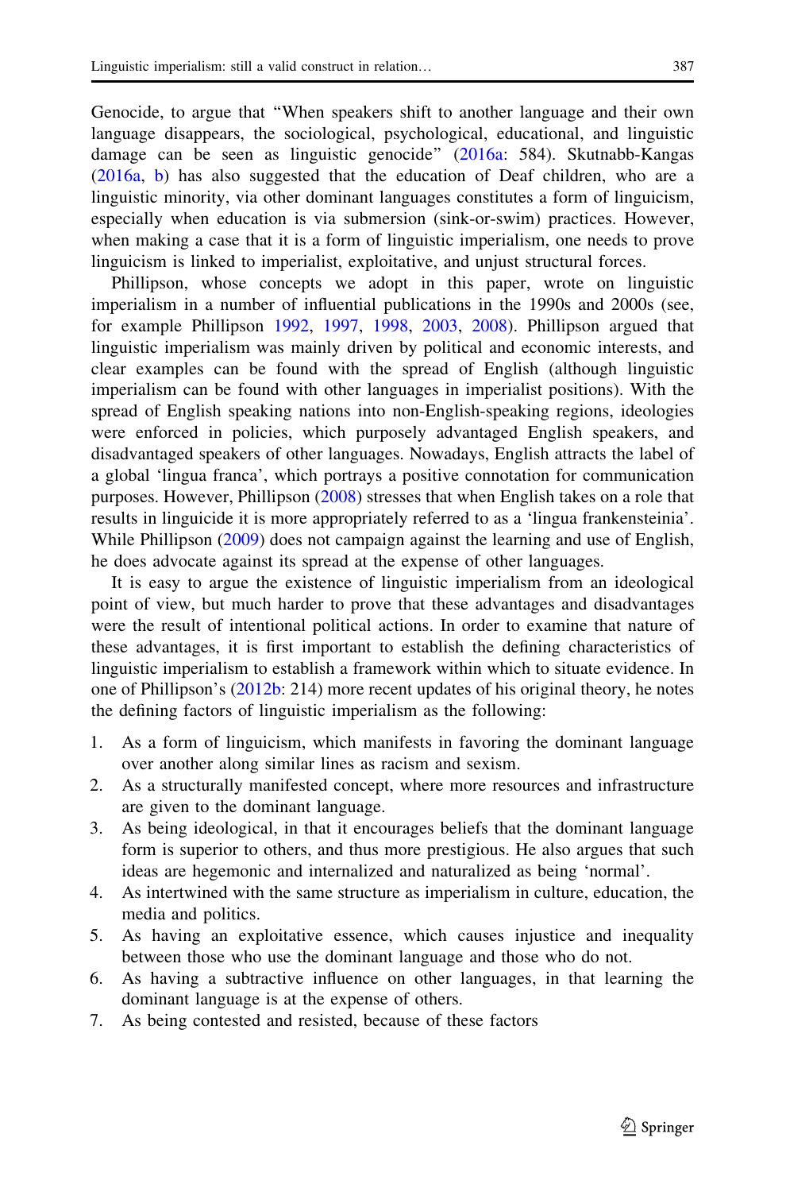Genocide, to argue that "When speakers shift to another language and their own language disappears, the sociological, psychological, educational, and linguistic damage can be seen as linguistic genocide" (2016a: 584). Skutnabb-Kangas (2016a, b) has also suggested that the education of Deaf children, who are a linguistic minority, via other dominant languages constitutes a form of linguicism, especially when education is via submersion (sink-or-swim) practices. However, when making a case that it is a form of linguistic imperialism, one needs to prove linguicism is linked to imperialist, exploitative, and unjust structural forces.

Phillipson, whose concepts we adopt in this paper, wrote on linguistic imperialism in a number of influential publications in the 1990s and 2000s (see, for example Phillipson 1992, 1997, 1998, 2003, 2008). Phillipson argued that linguistic imperialism was mainly driven by political and economic interests, and clear examples can be found with the spread of English (although linguistic imperialism can be found with other languages in imperialist positions). With the spread of English speaking nations into non-English-speaking regions, ideologies were enforced in policies, which purposely advantaged English speakers, and disadvantaged speakers of other languages. Nowadays, English attracts the label of a global 'lingua franca', which portrays a positive connotation for communication purposes. However, Phillipson (2008) stresses that when English takes on a role that results in linguicide it is more appropriately referred to as a 'lingua frankensteinia'. While Phillipson (2009) does not campaign against the learning and use of English, he does advocate against its spread at the expense of other languages.

It is easy to argue the existence of linguistic imperialism from an ideological point of view, but much harder to prove that these advantages and disadvantages were the result of intentional political actions. In order to examine that nature of these advantages, it is first important to establish the defining characteristics of linguistic imperialism to establish a framework within which to situate evidence. In one of Phillipson's (2012b: 214) more recent updates of his original theory, he notes the defining factors of linguistic imperialism as the following:

1. As a form of linguicism, which manifests in favoring the dominant language over another along similar lines as racism and sexism.
2. As a structurally manifested concept, where more resources and infrastructure are given to the dominant language.
3. As being ideological, in that it encourages beliefs that the dominant language form is superior to others, and thus more prestigious. He also argues that such ideas are hegemonic and internalized and naturalized as being 'normal'.
4. As intertwined with the same structure as imperialism in culture, education, the media and politics.
5. As having an exploitative essence, which causes injustice and inequality between those who use the dominant language and those who do not.
6. As having a subtractive influence on other languages, in that learning the dominant language is at the expense of others.
7. As being contested and resisted, because of these factors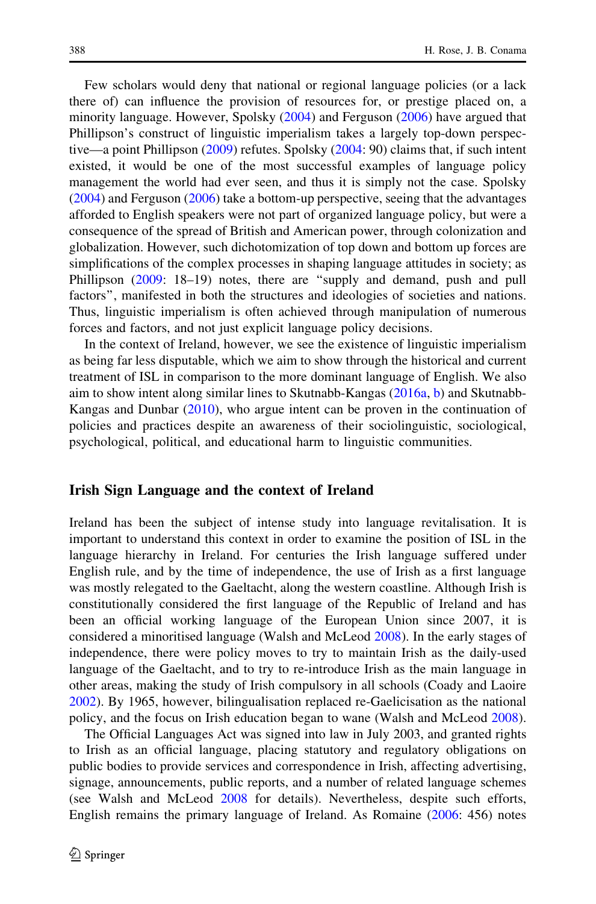Few scholars would deny that national or regional language policies (or a lack there of) can influence the provision of resources for, or prestige placed on, a minority language. However, Spolsky (2004) and Ferguson (2006) have argued that Phillipson's construct of linguistic imperialism takes a largely top-down perspective—a point Phillipson (2009) refutes. Spolsky (2004: 90) claims that, if such intent existed, it would be one of the most successful examples of language policy management the world had ever seen, and thus it is simply not the case. Spolsky (2004) and Ferguson (2006) take a bottom-up perspective, seeing that the advantages afforded to English speakers were not part of organized language policy, but were a consequence of the spread of British and American power, through colonization and globalization. However, such dichotomization of top down and bottom up forces are simplifications of the complex processes in shaping language attitudes in society; as Phillipson (2009: 18–19) notes, there are "supply and demand, push and pull factors", manifested in both the structures and ideologies of societies and nations. Thus, linguistic imperialism is often achieved through manipulation of numerous forces and factors, and not just explicit language policy decisions.

In the context of Ireland, however, we see the existence of linguistic imperialism as being far less disputable, which we aim to show through the historical and current treatment of ISL in comparison to the more dominant language of English. We also aim to show intent along similar lines to Skutnabb-Kangas (2016a, b) and Skutnabb-Kangas and Dunbar (2010), who argue intent can be proven in the continuation of policies and practices despite an awareness of their sociolinguistic, sociological, psychological, political, and educational harm to linguistic communities.

## Irish Sign Language and the context of Ireland

Ireland has been the subject of intense study into language revitalisation. It is important to understand this context in order to examine the position of ISL in the language hierarchy in Ireland. For centuries the Irish language suffered under English rule, and by the time of independence, the use of Irish as a first language was mostly relegated to the Gaeltacht, along the western coastline. Although Irish is constitutionally considered the first language of the Republic of Ireland and has been an official working language of the European Union since 2007, it is considered a minoritised language (Walsh and McLeod 2008). In the early stages of independence, there were policy moves to try to maintain Irish as the daily-used language of the Gaeltacht, and to try to re-introduce Irish as the main language in other areas, making the study of Irish compulsory in all schools (Coady and Laoire 2002). By 1965, however, bilingualisation replaced re-Gaelicisation as the national policy, and the focus on Irish education began to wane (Walsh and McLeod 2008).

The Official Languages Act was signed into law in July 2003, and granted rights to Irish as an official language, placing statutory and regulatory obligations on public bodies to provide services and correspondence in Irish, affecting advertising, signage, announcements, public reports, and a number of related language schemes (see Walsh and McLeod 2008 for details). Nevertheless, despite such efforts, English remains the primary language of Ireland. As Romaine (2006: 456) notes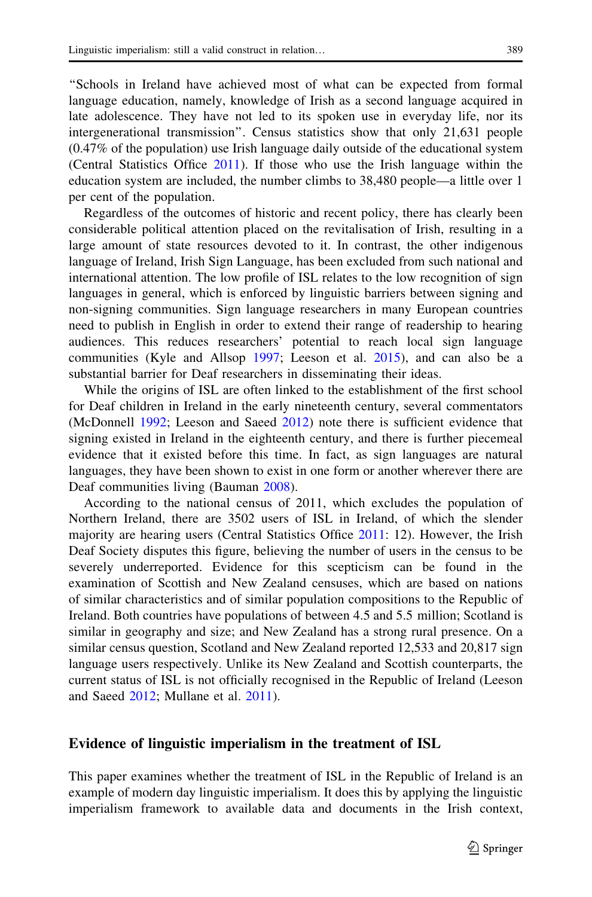"Schools in Ireland have achieved most of what can be expected from formal language education, namely, knowledge of Irish as a second language acquired in late adolescence. They have not led to its spoken use in everyday life, nor its intergenerational transmission". Census statistics show that only 21,631 people (0.47% of the population) use Irish language daily outside of the educational system (Central Statistics Office 2011). If those who use the Irish language within the education system are included, the number climbs to 38,480 people—a little over 1 per cent of the population.

Regardless of the outcomes of historic and recent policy, there has clearly been considerable political attention placed on the revitalisation of Irish, resulting in a large amount of state resources devoted to it. In contrast, the other indigenous language of Ireland, Irish Sign Language, has been excluded from such national and international attention. The low profile of ISL relates to the low recognition of sign languages in general, which is enforced by linguistic barriers between signing and non-signing communities. Sign language researchers in many European countries need to publish in English in order to extend their range of readership to hearing audiences. This reduces researchers' potential to reach local sign language communities (Kyle and Allsop 1997; Leeson et al. 2015), and can also be a substantial barrier for Deaf researchers in disseminating their ideas.

While the origins of ISL are often linked to the establishment of the first school for Deaf children in Ireland in the early nineteenth century, several commentators (McDonnell 1992; Leeson and Saeed 2012) note there is sufficient evidence that signing existed in Ireland in the eighteenth century, and there is further piecemeal evidence that it existed before this time. In fact, as sign languages are natural languages, they have been shown to exist in one form or another wherever there are Deaf communities living (Bauman 2008).

According to the national census of 2011, which excludes the population of Northern Ireland, there are 3502 users of ISL in Ireland, of which the slender majority are hearing users (Central Statistics Office 2011: 12). However, the Irish Deaf Society disputes this figure, believing the number of users in the census to be severely underreported. Evidence for this scepticism can be found in the examination of Scottish and New Zealand censuses, which are based on nations of similar characteristics and of similar population compositions to the Republic of Ireland. Both countries have populations of between 4.5 and 5.5 million; Scotland is similar in geography and size; and New Zealand has a strong rural presence. On a similar census question, Scotland and New Zealand reported 12,533 and 20,817 sign language users respectively. Unlike its New Zealand and Scottish counterparts, the current status of ISL is not officially recognised in the Republic of Ireland (Leeson and Saeed 2012; Mullane et al. 2011).

## Evidence of linguistic imperialism in the treatment of ISL

This paper examines whether the treatment of ISL in the Republic of Ireland is an example of modern day linguistic imperialism. It does this by applying the linguistic imperialism framework to available data and documents in the Irish context,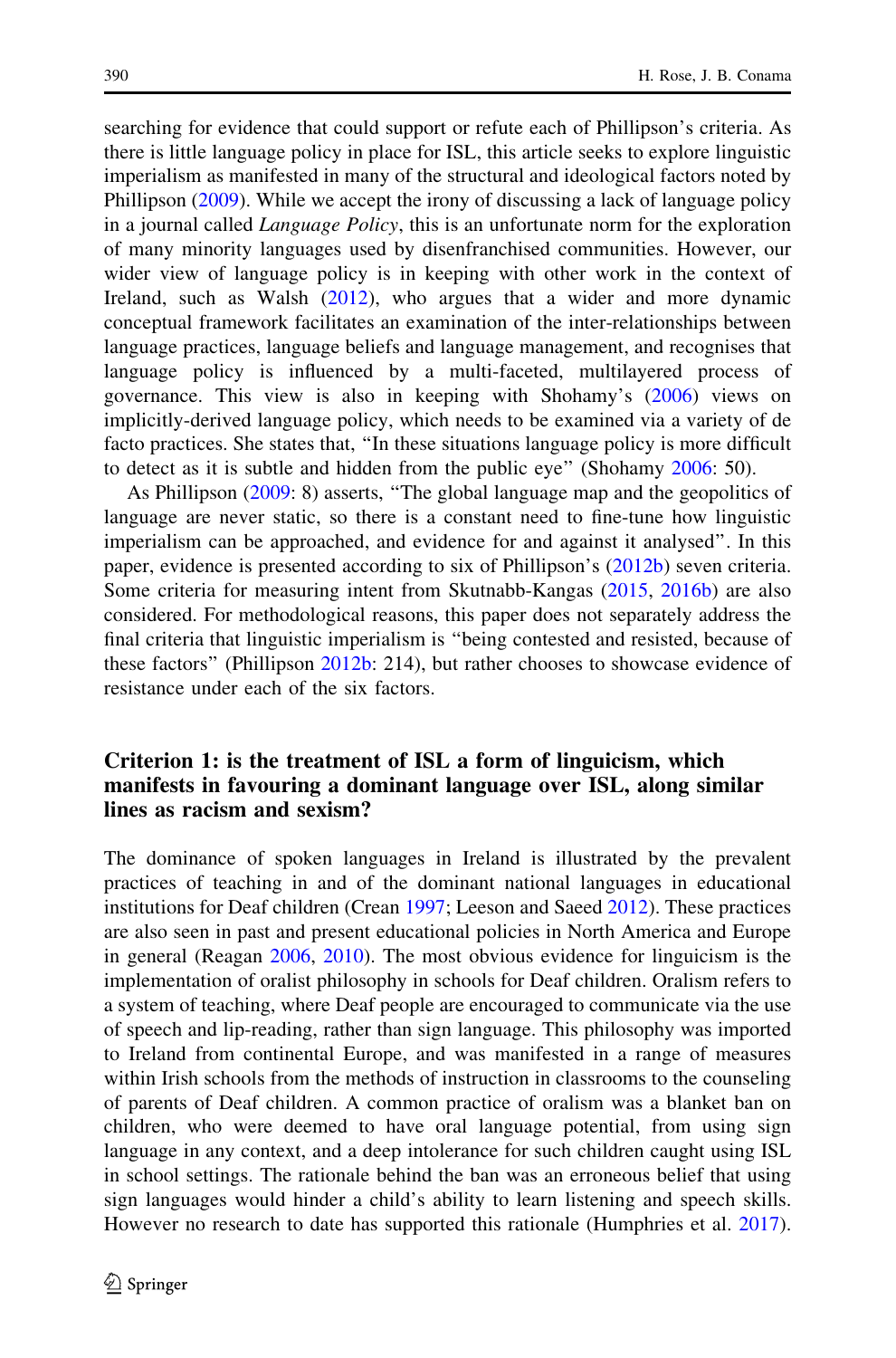searching for evidence that could support or refute each of Phillipson's criteria. As there is little language policy in place for ISL, this article seeks to explore linguistic imperialism as manifested in many of the structural and ideological factors noted by Phillipson (2009). While we accept the irony of discussing a lack of language policy in a journal called *Language Policy*, this is an unfortunate norm for the exploration of many minority languages used by disenfranchised communities. However, our wider view of language policy is in keeping with other work in the context of Ireland, such as Walsh (2012), who argues that a wider and more dynamic conceptual framework facilitates an examination of the inter-relationships between language practices, language beliefs and language management, and recognises that language policy is influenced by a multi-faceted, multilayered process of governance. This view is also in keeping with Shohamy's (2006) views on implicitly-derived language policy, which needs to be examined via a variety of de facto practices. She states that, "In these situations language policy is more difficult to detect as it is subtle and hidden from the public eye" (Shohamy 2006: 50).

As Phillipson (2009: 8) asserts, "The global language map and the geopolitics of language are never static, so there is a constant need to fine-tune how linguistic imperialism can be approached, and evidence for and against it analysed". In this paper, evidence is presented according to six of Phillipson's (2012b) seven criteria. Some criteria for measuring intent from Skutnabb-Kangas (2015, 2016b) are also considered. For methodological reasons, this paper does not separately address the final criteria that linguistic imperialism is "being contested and resisted, because of these factors" (Phillipson 2012b: 214), but rather chooses to showcase evidence of resistance under each of the six factors.

## Criterion 1: is the treatment of ISL a form of linguicism, which manifests in favouring a dominant language over ISL, along similar lines as racism and sexism?

The dominance of spoken languages in Ireland is illustrated by the prevalent practices of teaching in and of the dominant national languages in educational institutions for Deaf children (Crean 1997; Leeson and Saeed 2012). These practices are also seen in past and present educational policies in North America and Europe in general (Reagan 2006, 2010). The most obvious evidence for linguicism is the implementation of oralist philosophy in schools for Deaf children. Oralism refers to a system of teaching, where Deaf people are encouraged to communicate via the use of speech and lip-reading, rather than sign language. This philosophy was imported to Ireland from continental Europe, and was manifested in a range of measures within Irish schools from the methods of instruction in classrooms to the counseling of parents of Deaf children. A common practice of oralism was a blanket ban on children, who were deemed to have oral language potential, from using sign language in any context, and a deep intolerance for such children caught using ISL in school settings. The rationale behind the ban was an erroneous belief that using sign languages would hinder a child's ability to learn listening and speech skills. However no research to date has supported this rationale (Humphries et al. 2017).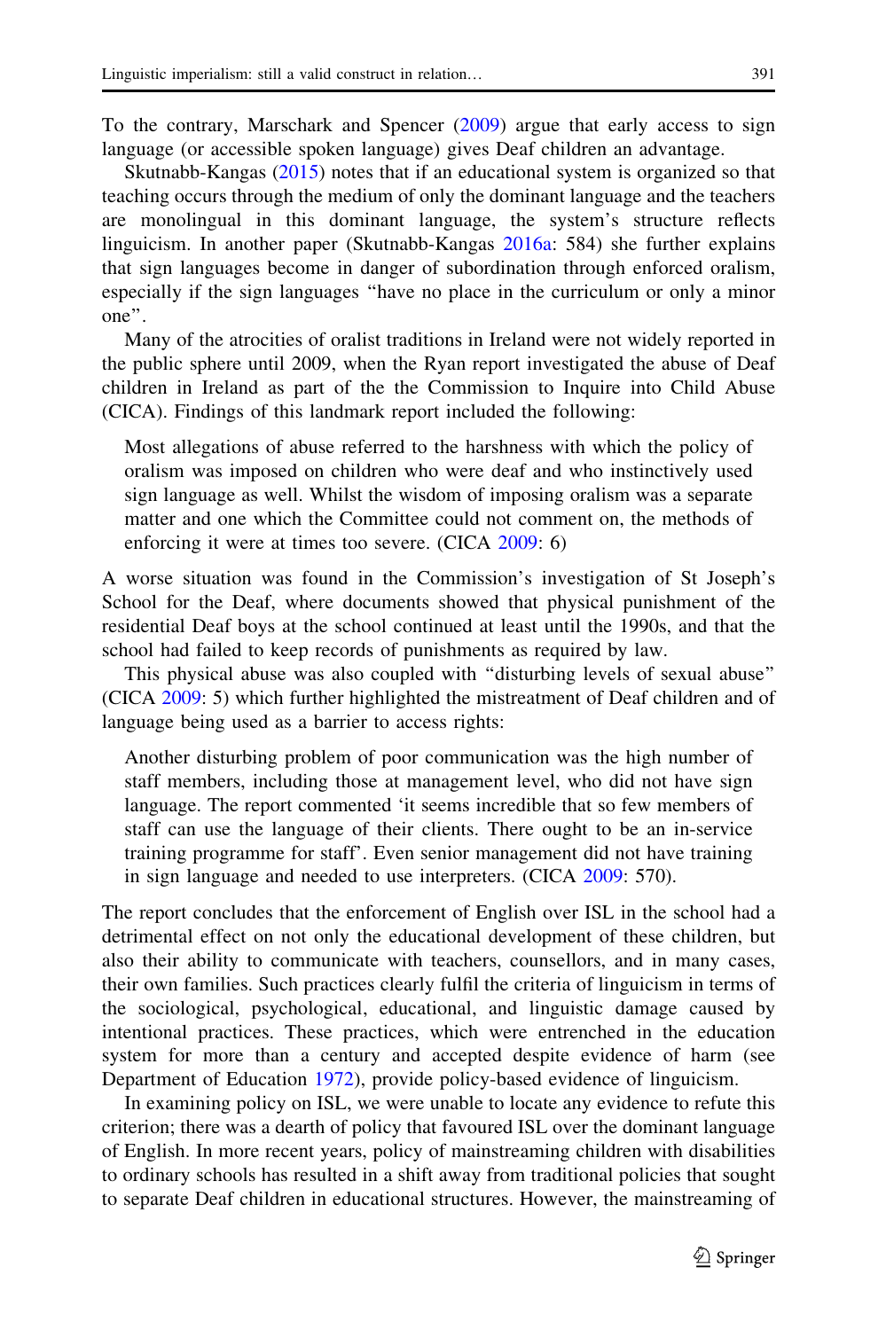To the contrary, Marschark and Spencer (2009) argue that early access to sign language (or accessible spoken language) gives Deaf children an advantage.

Skutnabb-Kangas (2015) notes that if an educational system is organized so that teaching occurs through the medium of only the dominant language and the teachers are monolingual in this dominant language, the system's structure reflects linguicism. In another paper (Skutnabb-Kangas 2016a: 584) she further explains that sign languages become in danger of subordination through enforced oralism, especially if the sign languages "have no place in the curriculum or only a minor one".

Many of the atrocities of oralist traditions in Ireland were not widely reported in the public sphere until 2009, when the Ryan report investigated the abuse of Deaf children in Ireland as part of the the Commission to Inquire into Child Abuse (CICA). Findings of this landmark report included the following:

> Most allegations of abuse referred to the harshness with which the policy of oralism was imposed on children who were deaf and who instinctively used sign language as well. Whilst the wisdom of imposing oralism was a separate matter and one which the Committee could not comment on, the methods of enforcing it were at times too severe. (CICA 2009: 6)

A worse situation was found in the Commission's investigation of St Joseph's School for the Deaf, where documents showed that physical punishment of the residential Deaf boys at the school continued at least until the 1990s, and that the school had failed to keep records of punishments as required by law.

This physical abuse was also coupled with "disturbing levels of sexual abuse" (CICA 2009: 5) which further highlighted the mistreatment of Deaf children and of language being used as a barrier to access rights:

> Another disturbing problem of poor communication was the high number of staff members, including those at management level, who did not have sign language. The report commented 'it seems incredible that so few members of staff can use the language of their clients. There ought to be an in-service training programme for staff'. Even senior management did not have training in sign language and needed to use interpreters. (CICA 2009: 570).

The report concludes that the enforcement of English over ISL in the school had a detrimental effect on not only the educational development of these children, but also their ability to communicate with teachers, counsellors, and in many cases, their own families. Such practices clearly fulfil the criteria of linguicism in terms of the sociological, psychological, educational, and linguistic damage caused by intentional practices. These practices, which were entrenched in the education system for more than a century and accepted despite evidence of harm (see Department of Education 1972), provide policy-based evidence of linguicism.

In examining policy on ISL, we were unable to locate any evidence to refute this criterion; there was a dearth of policy that favoured ISL over the dominant language of English. In more recent years, policy of mainstreaming children with disabilities to ordinary schools has resulted in a shift away from traditional policies that sought to separate Deaf children in educational structures. However, the mainstreaming of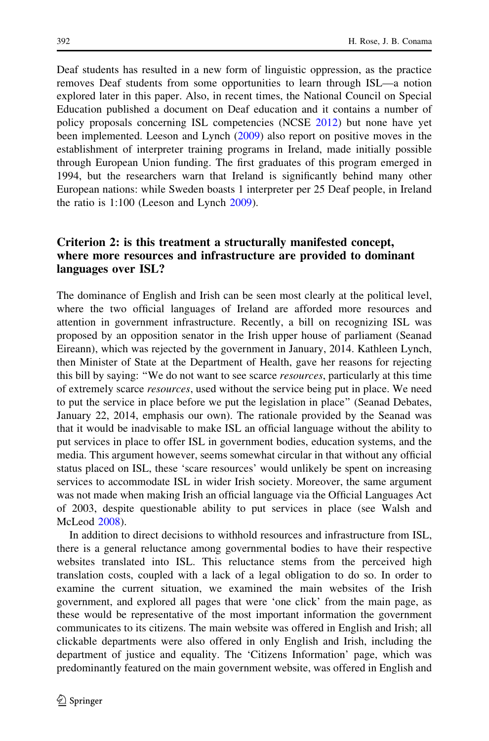Deaf students has resulted in a new form of linguistic oppression, as the practice removes Deaf students from some opportunities to learn through ISL—a notion explored later in this paper. Also, in recent times, the National Council on Special Education published a document on Deaf education and it contains a number of policy proposals concerning ISL competencies (NCSE 2012) but none have yet been implemented. Leeson and Lynch (2009) also report on positive moves in the establishment of interpreter training programs in Ireland, made initially possible through European Union funding. The first graduates of this program emerged in 1994, but the researchers warn that Ireland is significantly behind many other European nations: while Sweden boasts 1 interpreter per 25 Deaf people, in Ireland the ratio is 1:100 (Leeson and Lynch 2009).

## Criterion 2: is this treatment a structurally manifested concept, where more resources and infrastructure are provided to dominant languages over ISL?

The dominance of English and Irish can be seen most clearly at the political level, where the two official languages of Ireland are afforded more resources and attention in government infrastructure. Recently, a bill on recognizing ISL was proposed by an opposition senator in the Irish upper house of parliament (Seanad Eireann), which was rejected by the government in January, 2014. Kathleen Lynch, then Minister of State at the Department of Health, gave her reasons for rejecting this bill by saying: "We do not want to see scarce *resources*, particularly at this time of extremely scarce *resources*, used without the service being put in place. We need to put the service in place before we put the legislation in place" (Seanad Debates, January 22, 2014, emphasis our own). The rationale provided by the Seanad was that it would be inadvisable to make ISL an official language without the ability to put services in place to offer ISL in government bodies, education systems, and the media. This argument however, seems somewhat circular in that without any official status placed on ISL, these 'scare resources' would unlikely be spent on increasing services to accommodate ISL in wider Irish society. Moreover, the same argument was not made when making Irish an official language via the Official Languages Act of 2003, despite questionable ability to put services in place (see Walsh and McLeod 2008).

In addition to direct decisions to withhold resources and infrastructure from ISL, there is a general reluctance among governmental bodies to have their respective websites translated into ISL. This reluctance stems from the perceived high translation costs, coupled with a lack of a legal obligation to do so. In order to examine the current situation, we examined the main websites of the Irish government, and explored all pages that were 'one click' from the main page, as these would be representative of the most important information the government communicates to its citizens. The main website was offered in English and Irish; all clickable departments were also offered in only English and Irish, including the department of justice and equality. The 'Citizens Information' page, which was predominantly featured on the main government website, was offered in English and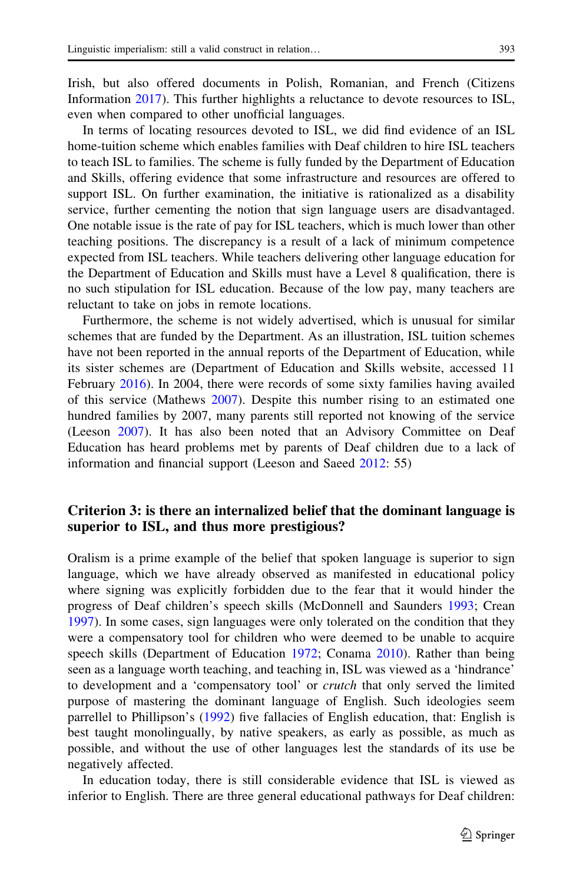Irish, but also offered documents in Polish, Romanian, and French (Citizens Information 2017). This further highlights a reluctance to devote resources to ISL, even when compared to other unofficial languages.

In terms of locating resources devoted to ISL, we did find evidence of an ISL home-tuition scheme which enables families with Deaf children to hire ISL teachers to teach ISL to families. The scheme is fully funded by the Department of Education and Skills, offering evidence that some infrastructure and resources are offered to support ISL. On further examination, the initiative is rationalized as a disability service, further cementing the notion that sign language users are disadvantaged. One notable issue is the rate of pay for ISL teachers, which is much lower than other teaching positions. The discrepancy is a result of a lack of minimum competence expected from ISL teachers. While teachers delivering other language education for the Department of Education and Skills must have a Level 8 qualification, there is no such stipulation for ISL education. Because of the low pay, many teachers are reluctant to take on jobs in remote locations.

Furthermore, the scheme is not widely advertised, which is unusual for similar schemes that are funded by the Department. As an illustration, ISL tuition schemes have not been reported in the annual reports of the Department of Education, while its sister schemes are (Department of Education and Skills website, accessed 11 February 2016). In 2004, there were records of some sixty families having availed of this service (Mathews 2007). Despite this number rising to an estimated one hundred families by 2007, many parents still reported not knowing of the service (Leeson 2007). It has also been noted that an Advisory Committee on Deaf Education has heard problems met by parents of Deaf children due to a lack of information and financial support (Leeson and Saeed 2012: 55)

## Criterion 3: is there an internalized belief that the dominant language is superior to ISL, and thus more prestigious?

Oralism is a prime example of the belief that spoken language is superior to sign language, which we have already observed as manifested in educational policy where signing was explicitly forbidden due to the fear that it would hinder the progress of Deaf children's speech skills (McDonnell and Saunders 1993; Crean 1997). In some cases, sign languages were only tolerated on the condition that they were a compensatory tool for children who were deemed to be unable to acquire speech skills (Department of Education 1972; Conama 2010). Rather than being seen as a language worth teaching, and teaching in, ISL was viewed as a 'hindrance' to development and a 'compensatory tool' or *crutch* that only served the limited purpose of mastering the dominant language of English. Such ideologies seem parrellel to Phillipson's (1992) five fallacies of English education, that: English is best taught monolingually, by native speakers, as early as possible, as much as possible, and without the use of other languages lest the standards of its use be negatively affected.

In education today, there is still considerable evidence that ISL is viewed as inferior to English. There are three general educational pathways for Deaf children: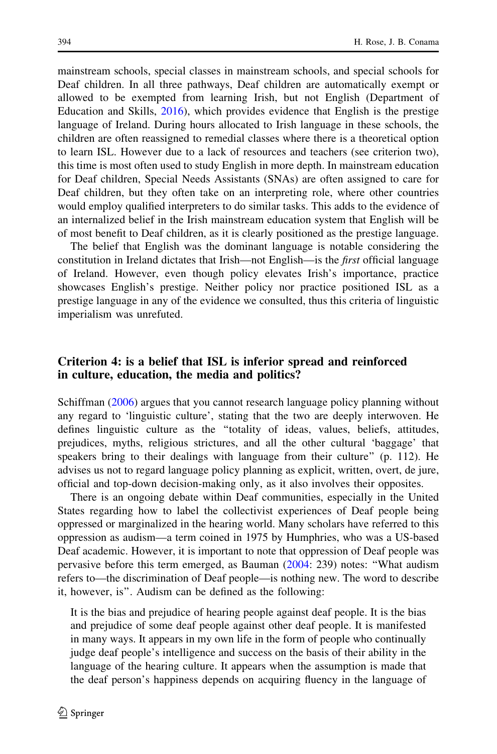mainstream schools, special classes in mainstream schools, and special schools for Deaf children. In all three pathways, Deaf children are automatically exempt or allowed to be exempted from learning Irish, but not English (Department of Education and Skills, 2016), which provides evidence that English is the prestige language of Ireland. During hours allocated to Irish language in these schools, the children are often reassigned to remedial classes where there is a theoretical option to learn ISL. However due to a lack of resources and teachers (see criterion two), this time is most often used to study English in more depth. In mainstream education for Deaf children, Special Needs Assistants (SNAs) are often assigned to care for Deaf children, but they often take on an interpreting role, where other countries would employ qualified interpreters to do similar tasks. This adds to the evidence of an internalized belief in the Irish mainstream education system that English will be of most benefit to Deaf children, as it is clearly positioned as the prestige language.

The belief that English was the dominant language is notable considering the constitution in Ireland dictates that Irish—not English—is the *first* official language of Ireland. However, even though policy elevates Irish's importance, practice showcases English's prestige. Neither policy nor practice positioned ISL as a prestige language in any of the evidence we consulted, thus this criteria of linguistic imperialism was unrefuted.

## Criterion 4: is a belief that ISL is inferior spread and reinforced in culture, education, the media and politics?

Schiffman (2006) argues that you cannot research language policy planning without any regard to 'linguistic culture', stating that the two are deeply interwoven. He defines linguistic culture as the "totality of ideas, values, beliefs, attitudes, prejudices, myths, religious strictures, and all the other cultural 'baggage' that speakers bring to their dealings with language from their culture" (p. 112). He advises us not to regard language policy planning as explicit, written, overt, de jure, official and top-down decision-making only, as it also involves their opposites.

There is an ongoing debate within Deaf communities, especially in the United States regarding how to label the collectivist experiences of Deaf people being oppressed or marginalized in the hearing world. Many scholars have referred to this oppression as audism—a term coined in 1975 by Humphries, who was a US-based Deaf academic. However, it is important to note that oppression of Deaf people was pervasive before this term emerged, as Bauman (2004: 239) notes: "What audism refers to—the discrimination of Deaf people—is nothing new. The word to describe it, however, is". Audism can be defined as the following:

> It is the bias and prejudice of hearing people against deaf people. It is the bias and prejudice of some deaf people against other deaf people. It is manifested in many ways. It appears in my own life in the form of people who continually judge deaf people's intelligence and success on the basis of their ability in the language of the hearing culture. It appears when the assumption is made that the deaf person's happiness depends on acquiring fluency in the language of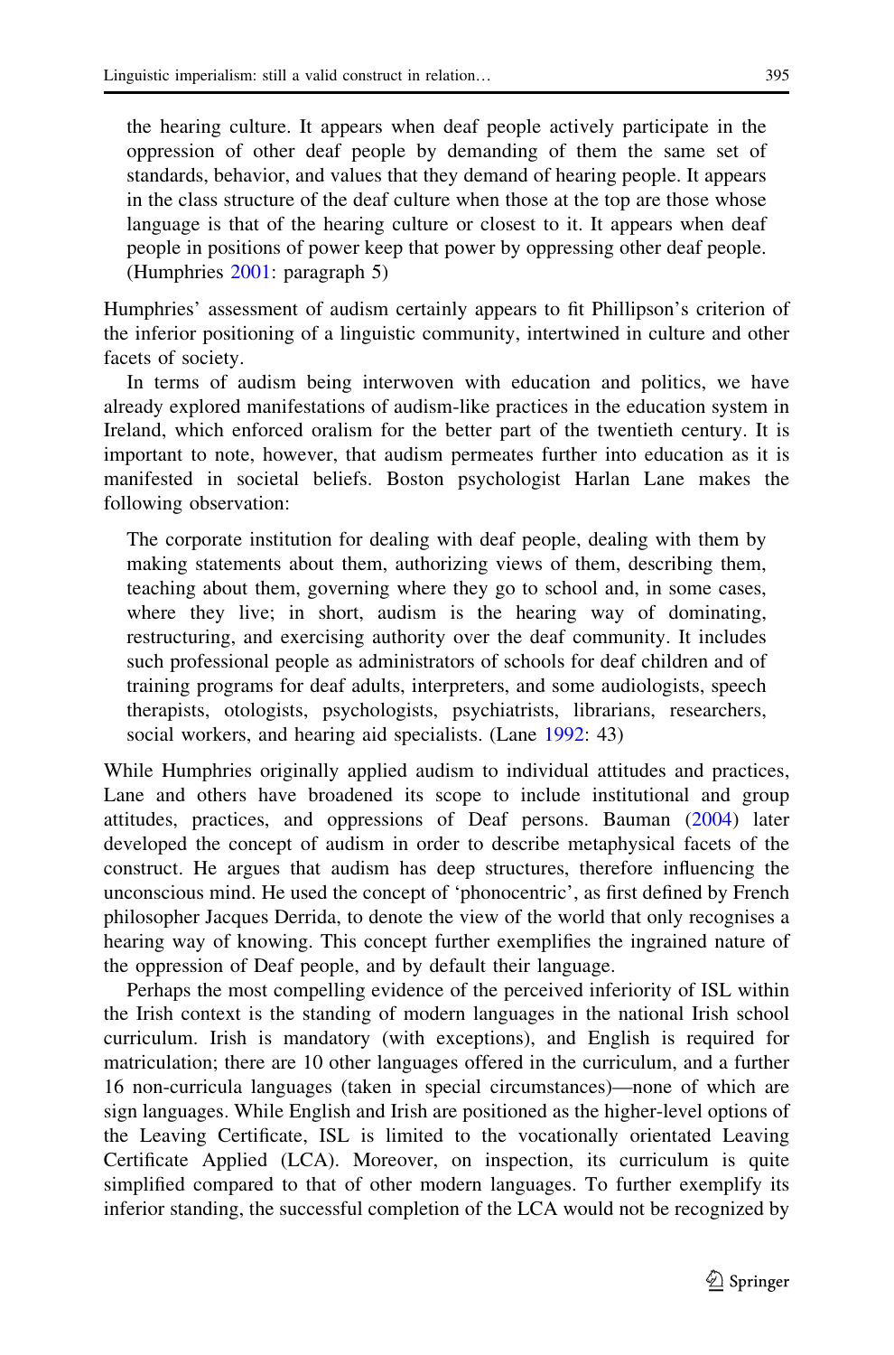> the hearing culture. It appears when deaf people actively participate in the oppression of other deaf people by demanding of them the same set of standards, behavior, and values that they demand of hearing people. It appears in the class structure of the deaf culture when those at the top are those whose language is that of the hearing culture or closest to it. It appears when deaf people in positions of power keep that power by oppressing other deaf people. (Humphries 2001: paragraph 5)

Humphries' assessment of audism certainly appears to fit Phillipson's criterion of the inferior positioning of a linguistic community, intertwined in culture and other facets of society.

In terms of audism being interwoven with education and politics, we have already explored manifestations of audism-like practices in the education system in Ireland, which enforced oralism for the better part of the twentieth century. It is important to note, however, that audism permeates further into education as it is manifested in societal beliefs. Boston psychologist Harlan Lane makes the following observation:

> The corporate institution for dealing with deaf people, dealing with them by making statements about them, authorizing views of them, describing them, teaching about them, governing where they go to school and, in some cases, where they live; in short, audism is the hearing way of dominating, restructuring, and exercising authority over the deaf community. It includes such professional people as administrators of schools for deaf children and of training programs for deaf adults, interpreters, and some audiologists, speech therapists, otologists, psychologists, psychiatrists, librarians, researchers, social workers, and hearing aid specialists. (Lane 1992: 43)

While Humphries originally applied audism to individual attitudes and practices, Lane and others have broadened its scope to include institutional and group attitudes, practices, and oppressions of Deaf persons. Bauman (2004) later developed the concept of audism in order to describe metaphysical facets of the construct. He argues that audism has deep structures, therefore influencing the unconscious mind. He used the concept of 'phonocentric', as first defined by French philosopher Jacques Derrida, to denote the view of the world that only recognises a hearing way of knowing. This concept further exemplifies the ingrained nature of the oppression of Deaf people, and by default their language.

Perhaps the most compelling evidence of the perceived inferiority of ISL within the Irish context is the standing of modern languages in the national Irish school curriculum. Irish is mandatory (with exceptions), and English is required for matriculation; there are 10 other languages offered in the curriculum, and a further 16 non-curricula languages (taken in special circumstances)—none of which are sign languages. While English and Irish are positioned as the higher-level options of the Leaving Certificate, ISL is limited to the vocationally orientated Leaving Certificate Applied (LCA). Moreover, on inspection, its curriculum is quite simplified compared to that of other modern languages. To further exemplify its inferior standing, the successful completion of the LCA would not be recognized by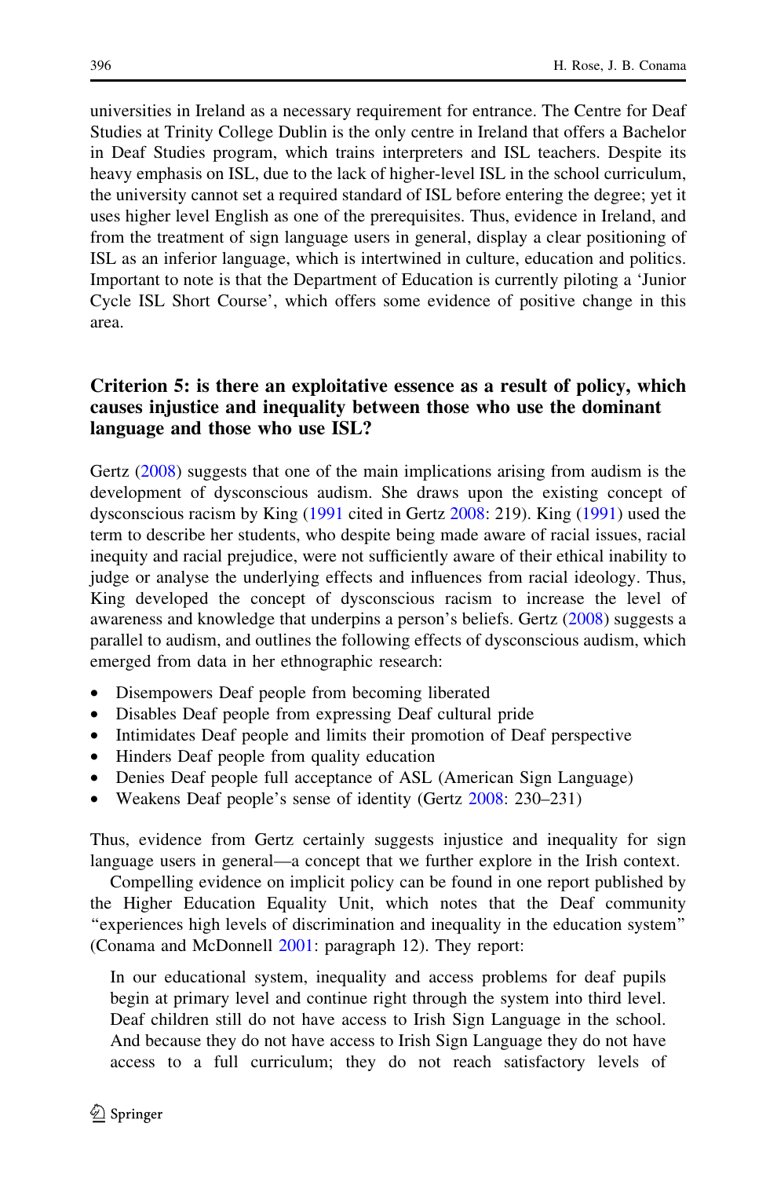universities in Ireland as a necessary requirement for entrance. The Centre for Deaf Studies at Trinity College Dublin is the only centre in Ireland that offers a Bachelor in Deaf Studies program, which trains interpreters and ISL teachers. Despite its heavy emphasis on ISL, due to the lack of higher-level ISL in the school curriculum, the university cannot set a required standard of ISL before entering the degree; yet it uses higher level English as one of the prerequisites. Thus, evidence in Ireland, and from the treatment of sign language users in general, display a clear positioning of ISL as an inferior language, which is intertwined in culture, education and politics. Important to note is that the Department of Education is currently piloting a 'Junior Cycle ISL Short Course', which offers some evidence of positive change in this area.

### Criterion 5: is there an exploitative essence as a result of policy, which causes injustice and inequality between those who use the dominant language and those who use ISL?

Gertz (2008) suggests that one of the main implications arising from audism is the development of dysconscious audism. She draws upon the existing concept of dysconscious racism by King (1991 cited in Gertz 2008: 219). King (1991) used the term to describe her students, who despite being made aware of racial issues, racial inequity and racial prejudice, were not sufficiently aware of their ethical inability to judge or analyse the underlying effects and influences from racial ideology. Thus, King developed the concept of dysconscious racism to increase the level of awareness and knowledge that underpins a person's beliefs. Gertz (2008) suggests a parallel to audism, and outlines the following effects of dysconscious audism, which emerged from data in her ethnographic research:

- Disempowers Deaf people from becoming liberated
- Disables Deaf people from expressing Deaf cultural pride
- Intimidates Deaf people and limits their promotion of Deaf perspective
- Hinders Deaf people from quality education
- Denies Deaf people full acceptance of ASL (American Sign Language)
- Weakens Deaf people's sense of identity (Gertz 2008: 230–231)

Thus, evidence from Gertz certainly suggests injustice and inequality for sign language users in general—a concept that we further explore in the Irish context.

Compelling evidence on implicit policy can be found in one report published by the Higher Education Equality Unit, which notes that the Deaf community "experiences high levels of discrimination and inequality in the education system" (Conama and McDonnell 2001: paragraph 12). They report:

> In our educational system, inequality and access problems for deaf pupils begin at primary level and continue right through the system into third level. Deaf children still do not have access to Irish Sign Language in the school. And because they do not have access to Irish Sign Language they do not have access to a full curriculum; they do not reach satisfactory levels of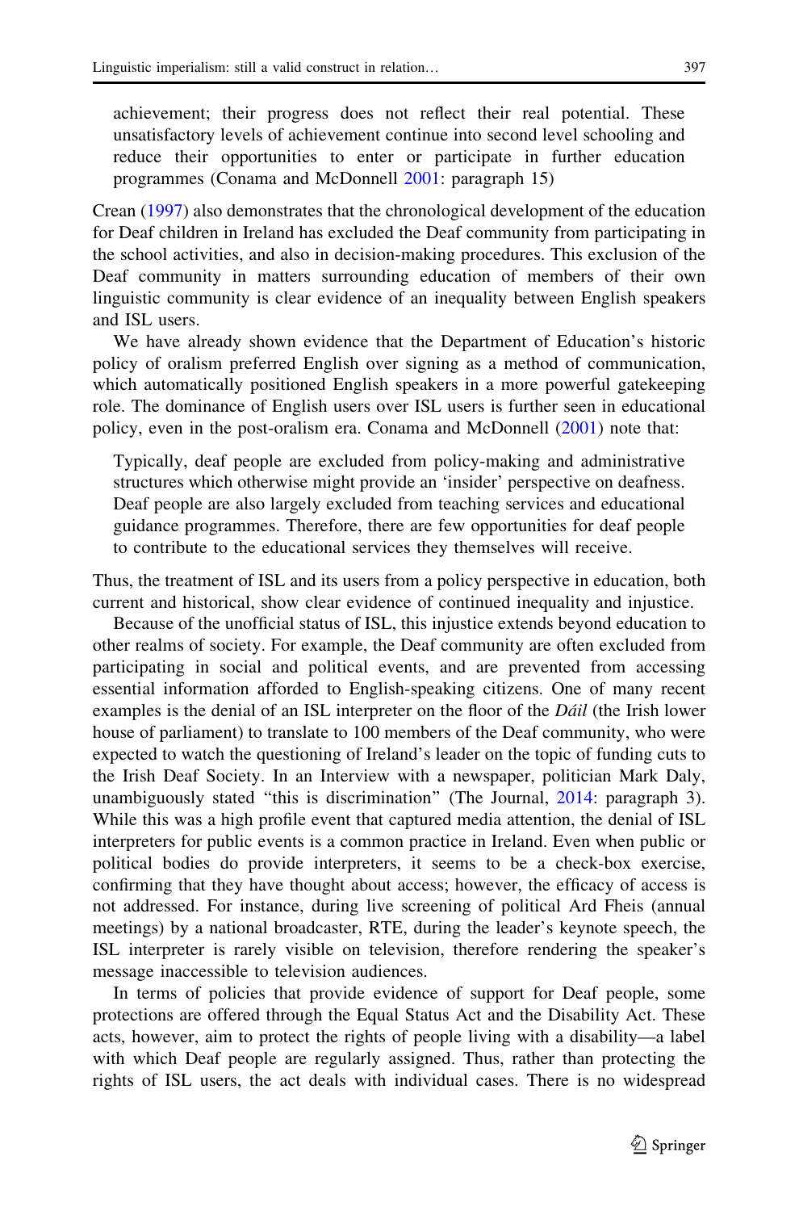> achievement; their progress does not reflect their real potential. These unsatisfactory levels of achievement continue into second level schooling and reduce their opportunities to enter or participate in further education programmes (Conama and McDonnell 2001: paragraph 15)

Crean (1997) also demonstrates that the chronological development of the education for Deaf children in Ireland has excluded the Deaf community from participating in the school activities, and also in decision-making procedures. This exclusion of the Deaf community in matters surrounding education of members of their own linguistic community is clear evidence of an inequality between English speakers and ISL users.

We have already shown evidence that the Department of Education's historic policy of oralism preferred English over signing as a method of communication, which automatically positioned English speakers in a more powerful gatekeeping role. The dominance of English users over ISL users is further seen in educational policy, even in the post-oralism era. Conama and McDonnell (2001) note that:

> Typically, deaf people are excluded from policy-making and administrative structures which otherwise might provide an 'insider' perspective on deafness. Deaf people are also largely excluded from teaching services and educational guidance programmes. Therefore, there are few opportunities for deaf people to contribute to the educational services they themselves will receive.

Thus, the treatment of ISL and its users from a policy perspective in education, both current and historical, show clear evidence of continued inequality and injustice.

Because of the unofficial status of ISL, this injustice extends beyond education to other realms of society. For example, the Deaf community are often excluded from participating in social and political events, and are prevented from accessing essential information afforded to English-speaking citizens. One of many recent examples is the denial of an ISL interpreter on the floor of the *Dáil* (the Irish lower house of parliament) to translate to 100 members of the Deaf community, who were expected to watch the questioning of Ireland's leader on the topic of funding cuts to the Irish Deaf Society. In an Interview with a newspaper, politician Mark Daly, unambiguously stated "this is discrimination" (The Journal, 2014: paragraph 3). While this was a high profile event that captured media attention, the denial of ISL interpreters for public events is a common practice in Ireland. Even when public or political bodies do provide interpreters, it seems to be a check-box exercise, confirming that they have thought about access; however, the efficacy of access is not addressed. For instance, during live screening of political Ard Fheis (annual meetings) by a national broadcaster, RTE, during the leader's keynote speech, the ISL interpreter is rarely visible on television, therefore rendering the speaker's message inaccessible to television audiences.

In terms of policies that provide evidence of support for Deaf people, some protections are offered through the Equal Status Act and the Disability Act. These acts, however, aim to protect the rights of people living with a disability—a label with which Deaf people are regularly assigned. Thus, rather than protecting the rights of ISL users, the act deals with individual cases. There is no widespread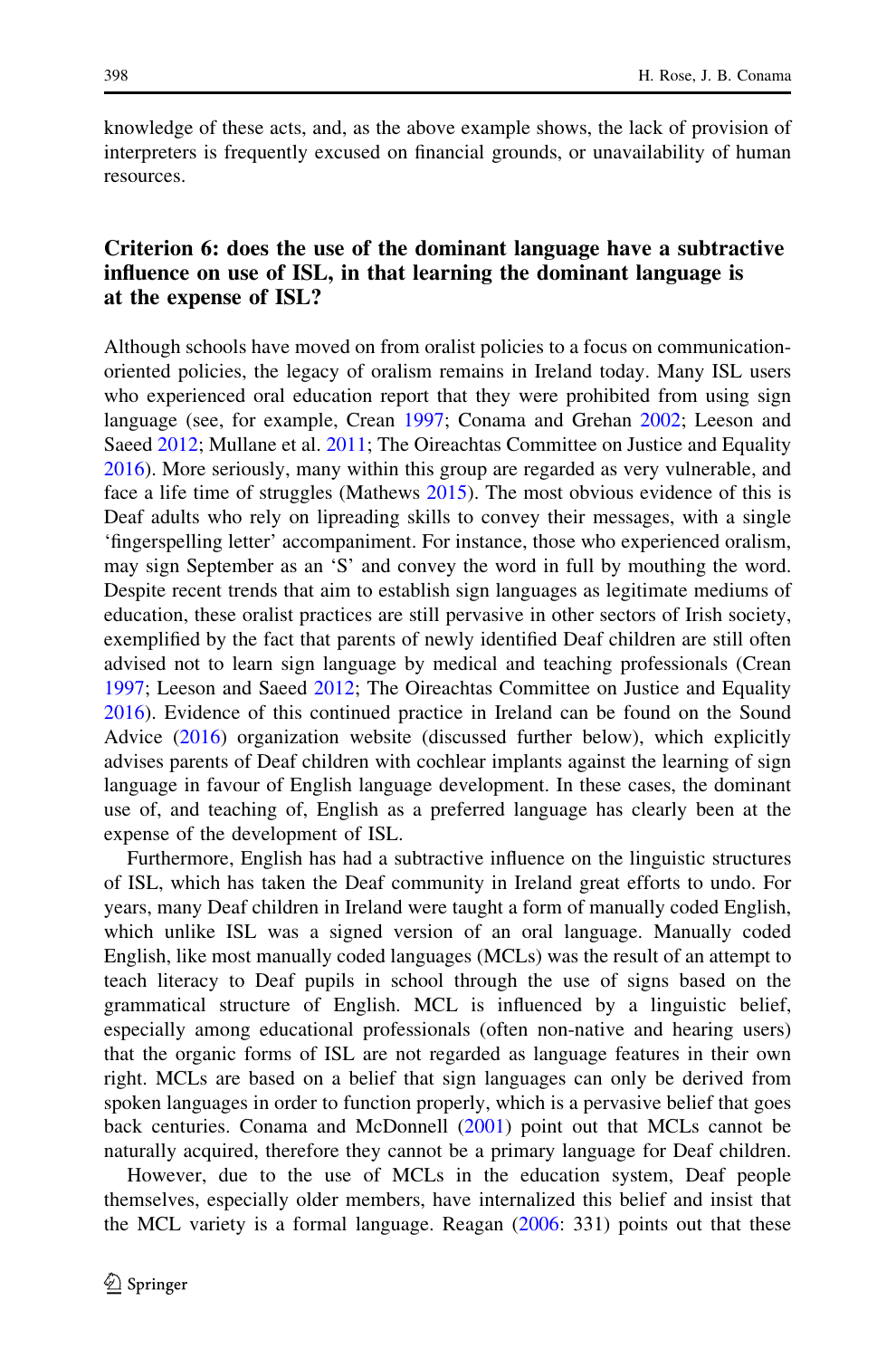knowledge of these acts, and, as the above example shows, the lack of provision of interpreters is frequently excused on financial grounds, or unavailability of human resources.

## Criterion 6: does the use of the dominant language have a subtractive influence on use of ISL, in that learning the dominant language is at the expense of ISL?

Although schools have moved on from oralist policies to a focus on communication-oriented policies, the legacy of oralism remains in Ireland today. Many ISL users who experienced oral education report that they were prohibited from using sign language (see, for example, Crean 1997; Conama and Grehan 2002; Leeson and Saeed 2012; Mullane et al. 2011; The Oireachtas Committee on Justice and Equality 2016). More seriously, many within this group are regarded as very vulnerable, and face a life time of struggles (Mathews 2015). The most obvious evidence of this is Deaf adults who rely on lipreading skills to convey their messages, with a single 'fingerspelling letter' accompaniment. For instance, those who experienced oralism, may sign September as an 'S' and convey the word in full by mouthing the word. Despite recent trends that aim to establish sign languages as legitimate mediums of education, these oralist practices are still pervasive in other sectors of Irish society, exemplified by the fact that parents of newly identified Deaf children are still often advised not to learn sign language by medical and teaching professionals (Crean 1997; Leeson and Saeed 2012; The Oireachtas Committee on Justice and Equality 2016). Evidence of this continued practice in Ireland can be found on the Sound Advice (2016) organization website (discussed further below), which explicitly advises parents of Deaf children with cochlear implants against the learning of sign language in favour of English language development. In these cases, the dominant use of, and teaching of, English as a preferred language has clearly been at the expense of the development of ISL.

Furthermore, English has had a subtractive influence on the linguistic structures of ISL, which has taken the Deaf community in Ireland great efforts to undo. For years, many Deaf children in Ireland were taught a form of manually coded English, which unlike ISL was a signed version of an oral language. Manually coded English, like most manually coded languages (MCLs) was the result of an attempt to teach literacy to Deaf pupils in school through the use of signs based on the grammatical structure of English. MCL is influenced by a linguistic belief, especially among educational professionals (often non-native and hearing users) that the organic forms of ISL are not regarded as language features in their own right. MCLs are based on a belief that sign languages can only be derived from spoken languages in order to function properly, which is a pervasive belief that goes back centuries. Conama and McDonnell (2001) point out that MCLs cannot be naturally acquired, therefore they cannot be a primary language for Deaf children.

However, due to the use of MCLs in the education system, Deaf people themselves, especially older members, have internalized this belief and insist that the MCL variety is a formal language. Reagan (2006: 331) points out that these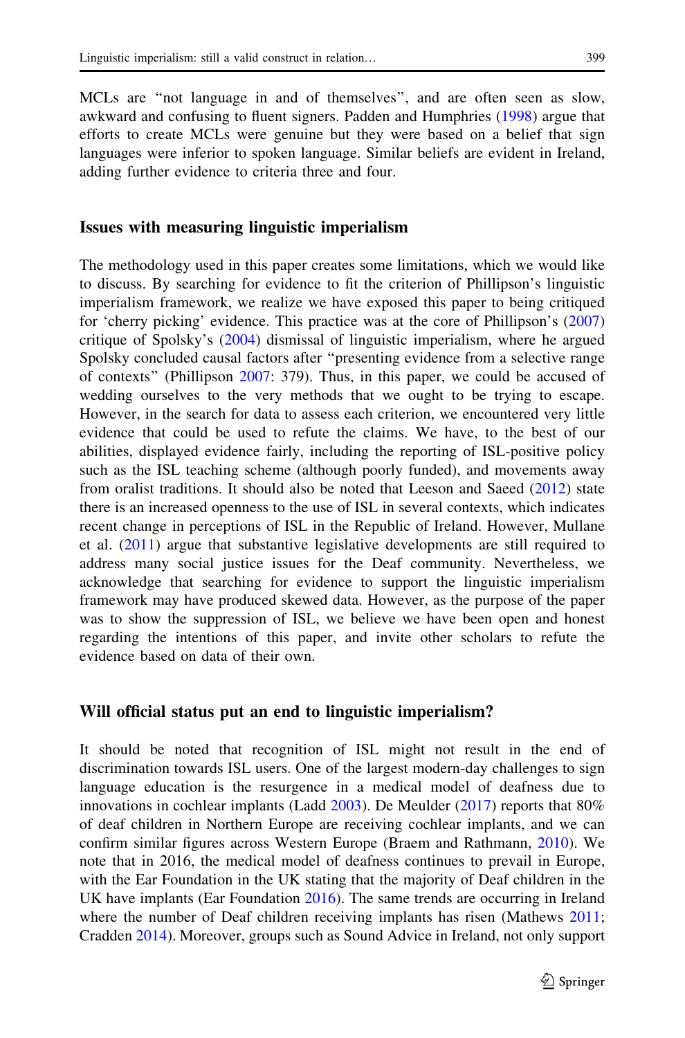MCLs are "not language in and of themselves", and are often seen as slow, awkward and confusing to fluent signers. Padden and Humphries (1998) argue that efforts to create MCLs were genuine but they were based on a belief that sign languages were inferior to spoken language. Similar beliefs are evident in Ireland, adding further evidence to criteria three and four.

## Issues with measuring linguistic imperialism

The methodology used in this paper creates some limitations, which we would like to discuss. By searching for evidence to fit the criterion of Phillipson's linguistic imperialism framework, we realize we have exposed this paper to being critiqued for 'cherry picking' evidence. This practice was at the core of Phillipson's (2007) critique of Spolsky's (2004) dismissal of linguistic imperialism, where he argued Spolsky concluded causal factors after "presenting evidence from a selective range of contexts" (Phillipson 2007: 379). Thus, in this paper, we could be accused of wedding ourselves to the very methods that we ought to be trying to escape. However, in the search for data to assess each criterion, we encountered very little evidence that could be used to refute the claims. We have, to the best of our abilities, displayed evidence fairly, including the reporting of ISL-positive policy such as the ISL teaching scheme (although poorly funded), and movements away from oralist traditions. It should also be noted that Leeson and Saeed (2012) state there is an increased openness to the use of ISL in several contexts, which indicates recent change in perceptions of ISL in the Republic of Ireland. However, Mullane et al. (2011) argue that substantive legislative developments are still required to address many social justice issues for the Deaf community. Nevertheless, we acknowledge that searching for evidence to support the linguistic imperialism framework may have produced skewed data. However, as the purpose of the paper was to show the suppression of ISL, we believe we have been open and honest regarding the intentions of this paper, and invite other scholars to refute the evidence based on data of their own.

## Will official status put an end to linguistic imperialism?

It should be noted that recognition of ISL might not result in the end of discrimination towards ISL users. One of the largest modern-day challenges to sign language education is the resurgence in a medical model of deafness due to innovations in cochlear implants (Ladd 2003). De Meulder (2017) reports that 80% of deaf children in Northern Europe are receiving cochlear implants, and we can confirm similar figures across Western Europe (Braem and Rathmann, 2010). We note that in 2016, the medical model of deafness continues to prevail in Europe, with the Ear Foundation in the UK stating that the majority of Deaf children in the UK have implants (Ear Foundation 2016). The same trends are occurring in Ireland where the number of Deaf children receiving implants has risen (Mathews 2011; Cradden 2014). Moreover, groups such as Sound Advice in Ireland, not only support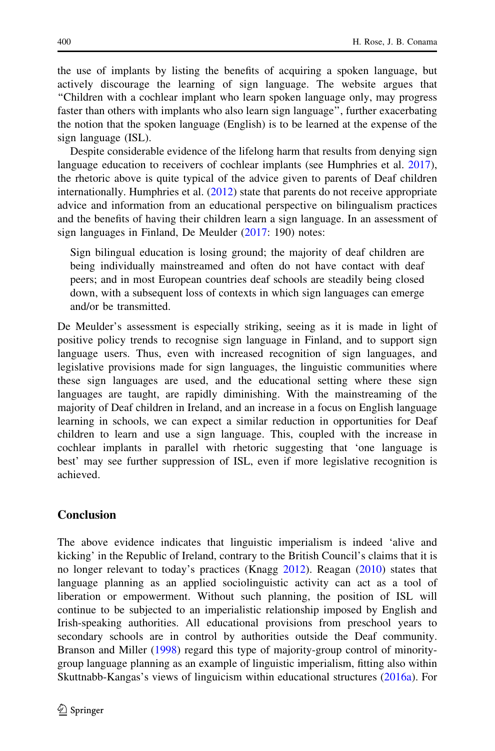the use of implants by listing the benefits of acquiring a spoken language, but actively discourage the learning of sign language. The website argues that "Children with a cochlear implant who learn spoken language only, may progress faster than others with implants who also learn sign language", further exacerbating the notion that the spoken language (English) is to be learned at the expense of the sign language (ISL).

Despite considerable evidence of the lifelong harm that results from denying sign language education to receivers of cochlear implants (see Humphries et al. 2017), the rhetoric above is quite typical of the advice given to parents of Deaf children internationally. Humphries et al. (2012) state that parents do not receive appropriate advice and information from an educational perspective on bilingualism practices and the benefits of having their children learn a sign language. In an assessment of sign languages in Finland, De Meulder (2017: 190) notes:

> Sign bilingual education is losing ground; the majority of deaf children are being individually mainstreamed and often do not have contact with deaf peers; and in most European countries deaf schools are steadily being closed down, with a subsequent loss of contexts in which sign languages can emerge and/or be transmitted.

De Meulder's assessment is especially striking, seeing as it is made in light of positive policy trends to recognise sign language in Finland, and to support sign language users. Thus, even with increased recognition of sign languages, and legislative provisions made for sign languages, the linguistic communities where these sign languages are used, and the educational setting where these sign languages are taught, are rapidly diminishing. With the mainstreaming of the majority of Deaf children in Ireland, and an increase in a focus on English language learning in schools, we can expect a similar reduction in opportunities for Deaf children to learn and use a sign language. This, coupled with the increase in cochlear implants in parallel with rhetoric suggesting that 'one language is best' may see further suppression of ISL, even if more legislative recognition is achieved.

## Conclusion

The above evidence indicates that linguistic imperialism is indeed 'alive and kicking' in the Republic of Ireland, contrary to the British Council's claims that it is no longer relevant to today's practices (Knagg 2012). Reagan (2010) states that language planning as an applied sociolinguistic activity can act as a tool of liberation or empowerment. Without such planning, the position of ISL will continue to be subjected to an imperialistic relationship imposed by English and Irish-speaking authorities. All educational provisions from preschool years to secondary schools are in control by authorities outside the Deaf community. Branson and Miller (1998) regard this type of majority-group control of minority-group language planning as an example of linguistic imperialism, fitting also within Skuttnabb-Kangas's views of linguicism within educational structures (2016a). For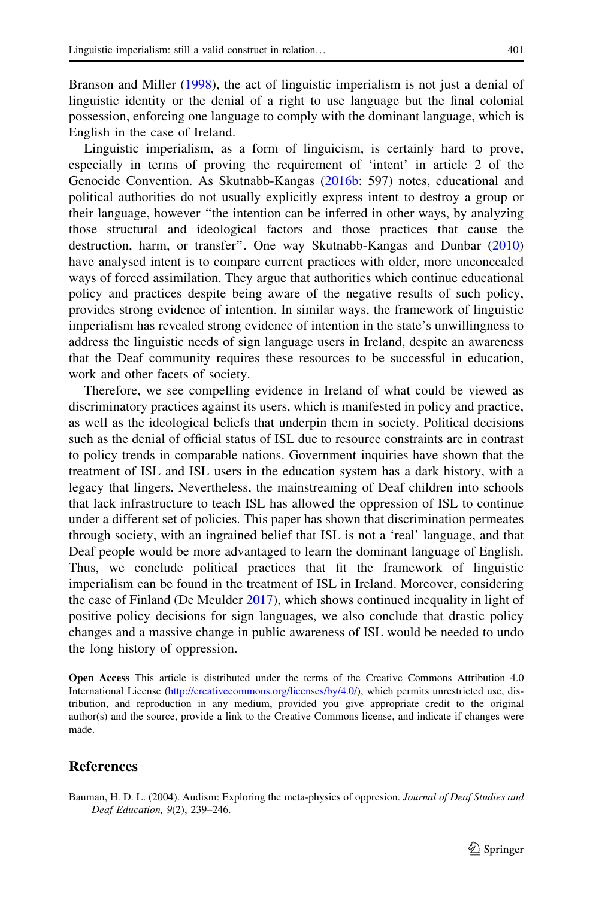Branson and Miller (1998), the act of linguistic imperialism is not just a denial of linguistic identity or the denial of a right to use language but the final colonial possession, enforcing one language to comply with the dominant language, which is English in the case of Ireland.

Linguistic imperialism, as a form of linguicism, is certainly hard to prove, especially in terms of proving the requirement of 'intent' in article 2 of the Genocide Convention. As Skutnabb-Kangas (2016b: 597) notes, educational and political authorities do not usually explicitly express intent to destroy a group or their language, however "the intention can be inferred in other ways, by analyzing those structural and ideological factors and those practices that cause the destruction, harm, or transfer". One way Skutnabb-Kangas and Dunbar (2010) have analysed intent is to compare current practices with older, more unconcealed ways of forced assimilation. They argue that authorities which continue educational policy and practices despite being aware of the negative results of such policy, provides strong evidence of intention. In similar ways, the framework of linguistic imperialism has revealed strong evidence of intention in the state's unwillingness to address the linguistic needs of sign language users in Ireland, despite an awareness that the Deaf community requires these resources to be successful in education, work and other facets of society.

Therefore, we see compelling evidence in Ireland of what could be viewed as discriminatory practices against its users, which is manifested in policy and practice, as well as the ideological beliefs that underpin them in society. Political decisions such as the denial of official status of ISL due to resource constraints are in contrast to policy trends in comparable nations. Government inquiries have shown that the treatment of ISL and ISL users in the education system has a dark history, with a legacy that lingers. Nevertheless, the mainstreaming of Deaf children into schools that lack infrastructure to teach ISL has allowed the oppression of ISL to continue under a different set of policies. This paper has shown that discrimination permeates through society, with an ingrained belief that ISL is not a 'real' language, and that Deaf people would be more advantaged to learn the dominant language of English. Thus, we conclude political practices that fit the framework of linguistic imperialism can be found in the treatment of ISL in Ireland. Moreover, considering the case of Finland (De Meulder 2017), which shows continued inequality in light of positive policy decisions for sign languages, we also conclude that drastic policy changes and a massive change in public awareness of ISL would be needed to undo the long history of oppression.

**Open Access** This article is distributed under the terms of the Creative Commons Attribution 4.0 International License (http://creativecommons.org/licenses/by/4.0/), which permits unrestricted use, distribution, and reproduction in any medium, provided you give appropriate credit to the original author(s) and the source, provide a link to the Creative Commons license, and indicate if changes were made.

## References

Bauman, H. D. L. (2004). Audism: Exploring the meta-physics of oppresion. *Journal of Deaf Studies and Deaf Education, 9*(2), 239–246.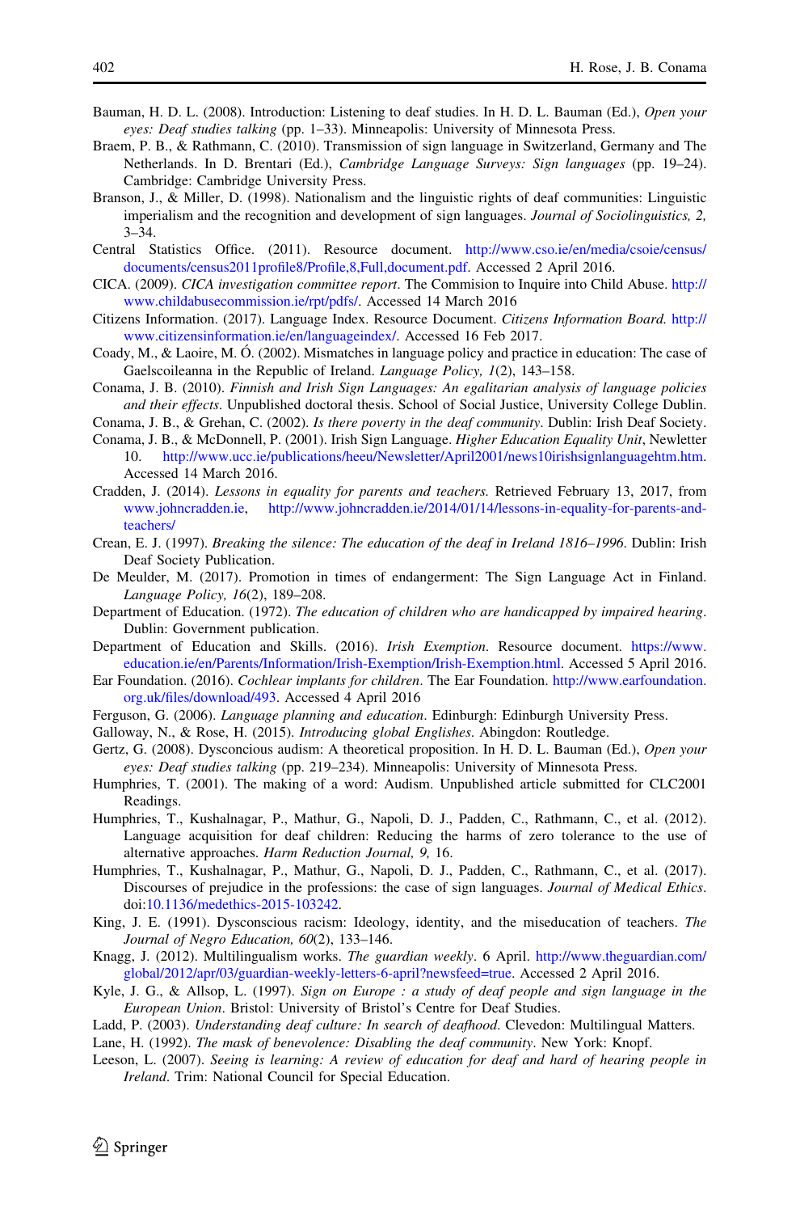Bauman, H. D. L. (2008). Introduction: Listening to deaf studies. In H. D. L. Bauman (Ed.), *Open your eyes: Deaf studies talking* (pp. 1–33). Minneapolis: University of Minnesota Press.

Braem, P. B., & Rathmann, C. (2010). Transmission of sign language in Switzerland, Germany and The Netherlands. In D. Brentari (Ed.), *Cambridge Language Surveys: Sign languages* (pp. 19–24). Cambridge: Cambridge University Press.

Branson, J., & Miller, D. (1998). Nationalism and the linguistic rights of deaf communities: Linguistic imperialism and the recognition and development of sign languages. *Journal of Sociolinguistics, 2,* 3–34.

Central Statistics Office. (2011). Resource document. http://www.cso.ie/en/media/csoie/census/documents/census2011profile8/Profile,8,Full,document.pdf. Accessed 2 April 2016.

CICA. (2009). *CICA investigation committee report*. The Commision to Inquire into Child Abuse. http://www.childabusecommission.ie/rpt/pdfs/. Accessed 14 March 2016

Citizens Information. (2017). Language Index. Resource Document. *Citizens Information Board.* http://www.citizensinformation.ie/en/languageindex/. Accessed 16 Feb 2017.

Coady, M., & Laoire, M. Ó. (2002). Mismatches in language policy and practice in education: The case of Gaelscoileanna in the Republic of Ireland. *Language Policy, 1*(2), 143–158.

Conama, J. B. (2010). *Finnish and Irish Sign Languages: An egalitarian analysis of language policies and their effects*. Unpublished doctoral thesis. School of Social Justice, University College Dublin.

Conama, J. B., & Grehan, C. (2002). *Is there poverty in the deaf community*. Dublin: Irish Deaf Society.

Conama, J. B., & McDonnell, P. (2001). Irish Sign Language. *Higher Education Equality Unit*, Newletter 10. http://www.ucc.ie/publications/heeu/Newsletter/April2001/news10irishsignlanguagehtm.htm. Accessed 14 March 2016.

Cradden, J. (2014). *Lessons in equality for parents and teachers.* Retrieved February 13, 2017, from www.johncradden.ie, http://www.johncradden.ie/2014/01/14/lessons-in-equality-for-parents-and-teachers/

Crean, E. J. (1997). *Breaking the silence: The education of the deaf in Ireland 1816–1996*. Dublin: Irish Deaf Society Publication.

De Meulder, M. (2017). Promotion in times of endangerment: The Sign Language Act in Finland. *Language Policy, 16*(2), 189–208.

Department of Education. (1972). *The education of children who are handicapped by impaired hearing*. Dublin: Government publication.

Department of Education and Skills. (2016). *Irish Exemption*. Resource document. https://www.education.ie/en/Parents/Information/Irish-Exemption/Irish-Exemption.html. Accessed 5 April 2016.

Ear Foundation. (2016). *Cochlear implants for children*. The Ear Foundation. http://www.earfoundation.org.uk/files/download/493. Accessed 4 April 2016

Ferguson, G. (2006). *Language planning and education*. Edinburgh: Edinburgh University Press.

Galloway, N., & Rose, H. (2015). *Introducing global Englishes*. Abingdon: Routledge.

Gertz, G. (2008). Dysconcious audism: A theoretical proposition. In H. D. L. Bauman (Ed.), *Open your eyes: Deaf studies talking* (pp. 219–234). Minneapolis: University of Minnesota Press.

Humphries, T. (2001). The making of a word: Audism. Unpublished article submitted for CLC2001 Readings.

Humphries, T., Kushalnagar, P., Mathur, G., Napoli, D. J., Padden, C., Rathmann, C., et al. (2012). Language acquisition for deaf children: Reducing the harms of zero tolerance to the use of alternative approaches. *Harm Reduction Journal, 9,* 16.

Humphries, T., Kushalnagar, P., Mathur, G., Napoli, D. J., Padden, C., Rathmann, C., et al. (2017). Discourses of prejudice in the professions: the case of sign languages. *Journal of Medical Ethics*. doi:10.1136/medethics-2015-103242.

King, J. E. (1991). Dysconscious racism: Ideology, identity, and the miseducation of teachers. *The Journal of Negro Education, 60*(2), 133–146.

Knagg, J. (2012). Multilingualism works. *The guardian weekly*. 6 April. http://www.theguardian.com/global/2012/apr/03/guardian-weekly-letters-6-april?newsfeed=true. Accessed 2 April 2016.

Kyle, J. G., & Allsop, L. (1997). *Sign on Europe : a study of deaf people and sign language in the European Union*. Bristol: University of Bristol's Centre for Deaf Studies.

Ladd, P. (2003). *Understanding deaf culture: In search of deafhood*. Clevedon: Multilingual Matters.

Lane, H. (1992). *The mask of benevolence: Disabling the deaf community*. New York: Knopf.

Leeson, L. (2007). *Seeing is learning: A review of education for deaf and hard of hearing people in Ireland*. Trim: National Council for Special Education.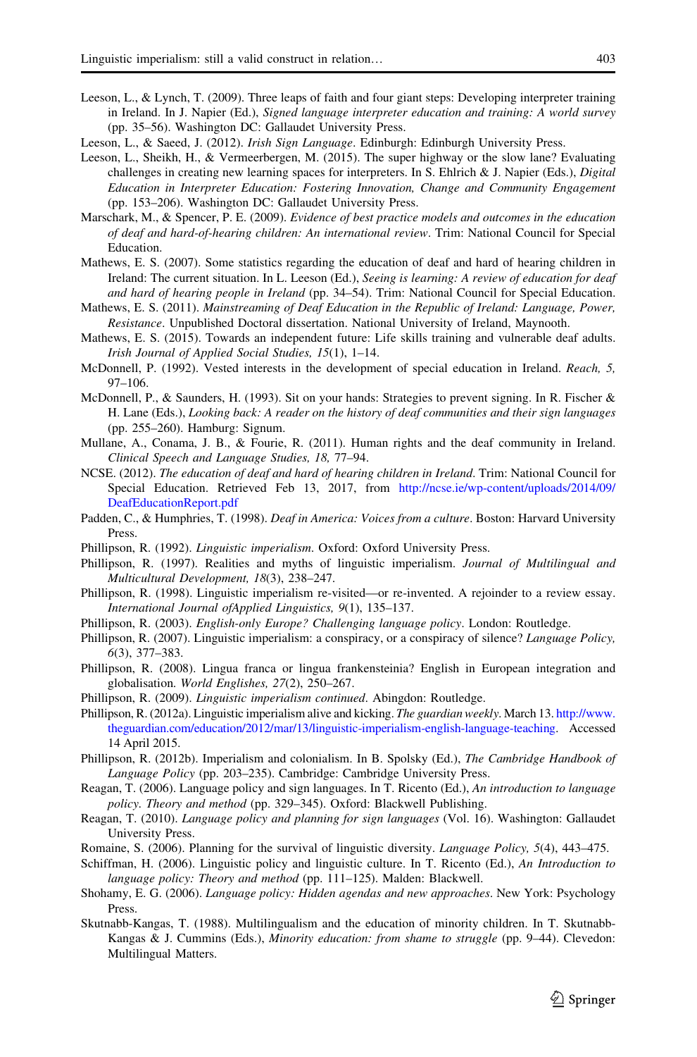Leeson, L., & Lynch, T. (2009). Three leaps of faith and four giant steps: Developing interpreter training in Ireland. In J. Napier (Ed.), *Signed language interpreter education and training: A world survey* (pp. 35–56). Washington DC: Gallaudet University Press.

Leeson, L., & Saeed, J. (2012). *Irish Sign Language*. Edinburgh: Edinburgh University Press.

Leeson, L., Sheikh, H., & Vermeerbergen, M. (2015). The super highway or the slow lane? Evaluating challenges in creating new learning spaces for interpreters. In S. Ehlrich & J. Napier (Eds.), *Digital Education in Interpreter Education: Fostering Innovation, Change and Community Engagement* (pp. 153–206). Washington DC: Gallaudet University Press.

Marschark, M., & Spencer, P. E. (2009). *Evidence of best practice models and outcomes in the education of deaf and hard-of-hearing children: An international review*. Trim: National Council for Special Education.

Mathews, E. S. (2007). Some statistics regarding the education of deaf and hard of hearing children in Ireland: The current situation. In L. Leeson (Ed.), *Seeing is learning: A review of education for deaf and hard of hearing people in Ireland* (pp. 34–54). Trim: National Council for Special Education.

Mathews, E. S. (2011). *Mainstreaming of Deaf Education in the Republic of Ireland: Language, Power, Resistance*. Unpublished Doctoral dissertation. National University of Ireland, Maynooth.

Mathews, E. S. (2015). Towards an independent future: Life skills training and vulnerable deaf adults. *Irish Journal of Applied Social Studies, 15*(1), 1–14.

McDonnell, P. (1992). Vested interests in the development of special education in Ireland. *Reach, 5,* 97–106.

McDonnell, P., & Saunders, H. (1993). Sit on your hands: Strategies to prevent signing. In R. Fischer & H. Lane (Eds.), *Looking back: A reader on the history of deaf communities and their sign languages* (pp. 255–260). Hamburg: Signum.

Mullane, A., Conama, J. B., & Fourie, R. (2011). Human rights and the deaf community in Ireland. *Clinical Speech and Language Studies, 18,* 77–94.

NCSE. (2012). *The education of deaf and hard of hearing children in Ireland*. Trim: National Council for Special Education. Retrieved Feb 13, 2017, from http://ncse.ie/wp-content/uploads/2014/09/DeafEducationReport.pdf

Padden, C., & Humphries, T. (1998). *Deaf in America: Voices from a culture*. Boston: Harvard University Press.

Phillipson, R. (1992). *Linguistic imperialism*. Oxford: Oxford University Press.

Phillipson, R. (1997). Realities and myths of linguistic imperialism. *Journal of Multilingual and Multicultural Development, 18*(3), 238–247.

Phillipson, R. (1998). Linguistic imperialism re-visited—or re-invented. A rejoinder to a review essay. *International Journal ofApplied Linguistics, 9*(1), 135–137.

Phillipson, R. (2003). *English-only Europe? Challenging language policy*. London: Routledge.

Phillipson, R. (2007). Linguistic imperialism: a conspiracy, or a conspiracy of silence? *Language Policy, 6*(3), 377–383.

Phillipson, R. (2008). Lingua franca or lingua frankensteinia? English in European integration and globalisation. *World Englishes, 27*(2), 250–267.

Phillipson, R. (2009). *Linguistic imperialism continued*. Abingdon: Routledge.

Phillipson, R. (2012a). Linguistic imperialism alive and kicking. *The guardian weekly*. March 13. http://www.theguardian.com/education/2012/mar/13/linguistic-imperialism-english-language-teaching. Accessed 14 April 2015.

Phillipson, R. (2012b). Imperialism and colonialism. In B. Spolsky (Ed.), *The Cambridge Handbook of Language Policy* (pp. 203–235). Cambridge: Cambridge University Press.

Reagan, T. (2006). Language policy and sign languages. In T. Ricento (Ed.), *An introduction to language policy. Theory and method* (pp. 329–345). Oxford: Blackwell Publishing.

Reagan, T. (2010). *Language policy and planning for sign languages* (Vol. 16). Washington: Gallaudet University Press.

Romaine, S. (2006). Planning for the survival of linguistic diversity. *Language Policy, 5*(4), 443–475.

Schiffman, H. (2006). Linguistic policy and linguistic culture. In T. Ricento (Ed.), *An Introduction to language policy: Theory and method* (pp. 111–125). Malden: Blackwell.

Shohamy, E. G. (2006). *Language policy: Hidden agendas and new approaches*. New York: Psychology Press.

Skutnabb-Kangas, T. (1988). Multilingualism and the education of minority children. In T. Skutnabb-Kangas & J. Cummins (Eds.), *Minority education: from shame to struggle* (pp. 9–44). Clevedon: Multilingual Matters.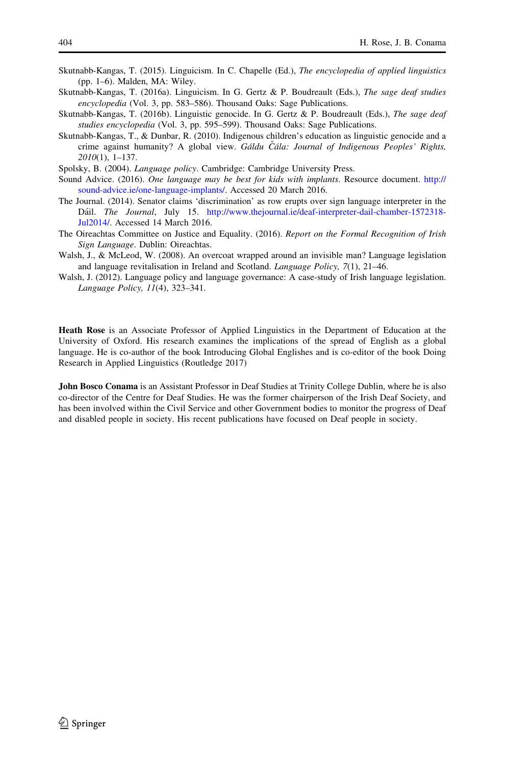Skutnabb-Kangas, T. (2015). Linguicism. In C. Chapelle (Ed.), *The encyclopedia of applied linguistics* (pp. 1–6). Malden, MA: Wiley.

Skutnabb-Kangas, T. (2016a). Linguicism. In G. Gertz & P. Boudreault (Eds.), *The sage deaf studies encyclopedia* (Vol. 3, pp. 583–586). Thousand Oaks: Sage Publications.

Skutnabb-Kangas, T. (2016b). Linguistic genocide. In G. Gertz & P. Boudreault (Eds.), *The sage deaf studies encyclopedia* (Vol. 3, pp. 595–599). Thousand Oaks: Sage Publications.

Skutnabb-Kangas, T., & Dunbar, R. (2010). Indigenous children's education as linguistic genocide and a crime against humanity? A global view. *Gáldu Čála: Journal of Indigenous Peoples' Rights, 2010*(1), 1–137.

Spolsky, B. (2004). *Language policy*. Cambridge: Cambridge University Press.

Sound Advice. (2016). *One language may be best for kids with implants*. Resource document. http://sound-advice.ie/one-language-implants/. Accessed 20 March 2016.

The Journal. (2014). Senator claims 'discrimination' as row erupts over sign language interpreter in the Dáil. *The Journal*, July 15. http://www.thejournal.ie/deaf-interpreter-dail-chamber-1572318-Jul2014/. Accessed 14 March 2016.

The Oireachtas Committee on Justice and Equality. (2016). *Report on the Formal Recognition of Irish Sign Language*. Dublin: Oireachtas.

Walsh, J., & McLeod, W. (2008). An overcoat wrapped around an invisible man? Language legislation and language revitalisation in Ireland and Scotland. *Language Policy, 7*(1), 21–46.

Walsh, J. (2012). Language policy and language governance: A case-study of Irish language legislation. *Language Policy, 11*(4), 323–341.

**Heath Rose** is an Associate Professor of Applied Linguistics in the Department of Education at the University of Oxford. His research examines the implications of the spread of English as a global language. He is co-author of the book Introducing Global Englishes and is co-editor of the book Doing Research in Applied Linguistics (Routledge 2017)

**John Bosco Conama** is an Assistant Professor in Deaf Studies at Trinity College Dublin, where he is also co-director of the Centre for Deaf Studies. He was the former chairperson of the Irish Deaf Society, and has been involved within the Civil Service and other Government bodies to monitor the progress of Deaf and disabled people in society. His recent publications have focused on Deaf people in society.